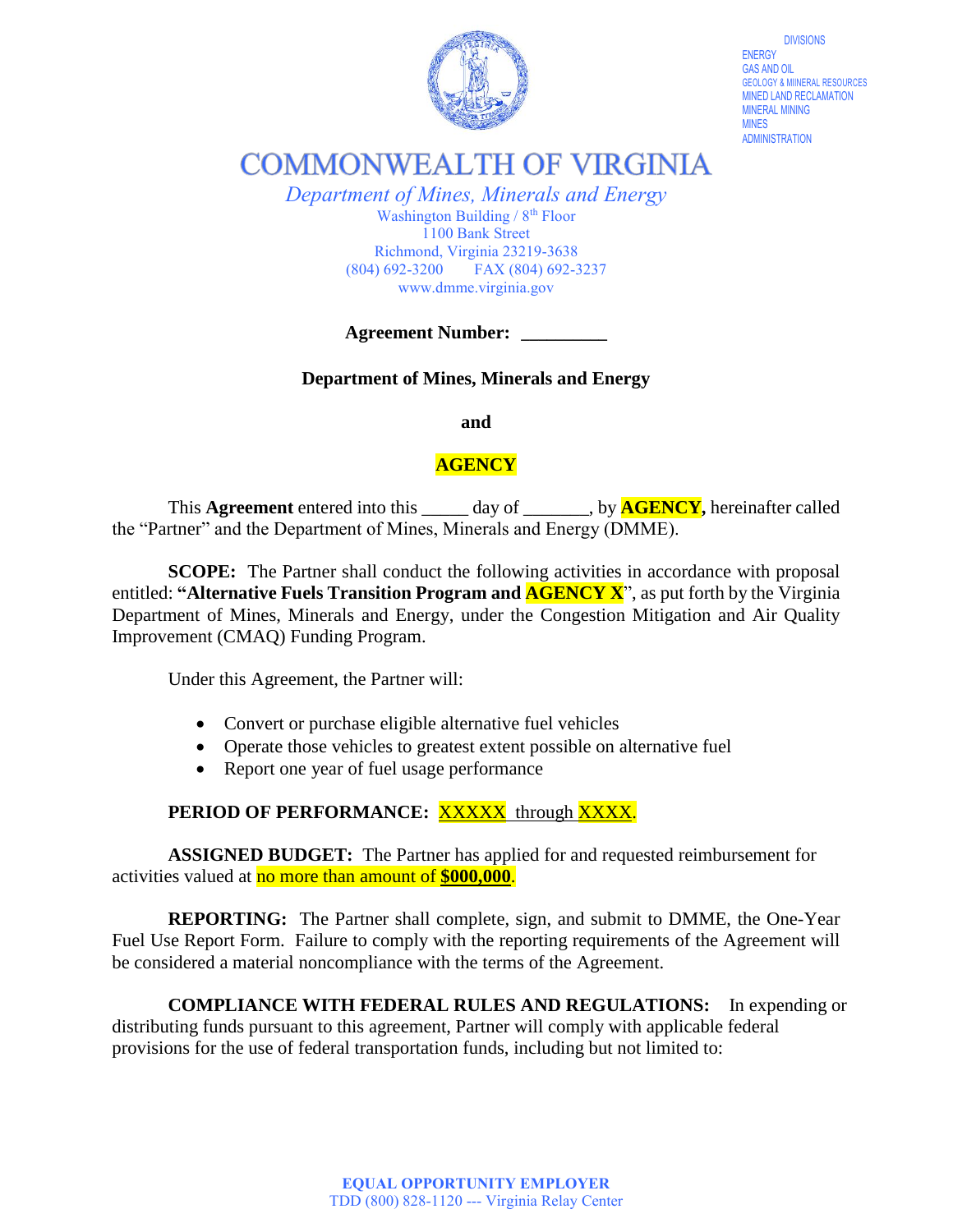DIVISIONS
ENERGY
GAS AND OIL
GEOLOGY & MINERAL RESOURCES
MINED LAND RECLAMATION
MINERAL MINING
MINES
ADMINISTRATION

# COMMONWEALTH OF VIRGINIA

*Department of Mines, Minerals and Energy*
Washington Building / 8th Floor
1100 Bank Street
Richmond, Virginia 23219-3638
(804) 692-3200 FAX (804) 692-3237
www.dmme.virginia.gov

**Agreement Number: _________**

**Department of Mines, Minerals and Energy**

**and**

**AGENCY**

This **Agreement** entered into this _____ day of _______, by **AGENCY,** hereinafter called the "Partner" and the Department of Mines, Minerals and Energy (DMME).

**SCOPE:** The Partner shall conduct the following activities in accordance with proposal entitled: **"Alternative Fuels Transition Program and AGENCY X**", as put forth by the Virginia Department of Mines, Minerals and Energy, under the Congestion Mitigation and Air Quality Improvement (CMAQ) Funding Program.

Under this Agreement, the Partner will:

- Convert or purchase eligible alternative fuel vehicles
- Operate those vehicles to greatest extent possible on alternative fuel
- Report one year of fuel usage performance

**PERIOD OF PERFORMANCE:** XXXXX through XXXX.

**ASSIGNED BUDGET:** The Partner has applied for and requested reimbursement for activities valued at no more than amount of **$000,000**.

**REPORTING:** The Partner shall complete, sign, and submit to DMME, the One-Year Fuel Use Report Form. Failure to comply with the reporting requirements of the Agreement will be considered a material noncompliance with the terms of the Agreement.

**COMPLIANCE WITH FEDERAL RULES AND REGULATIONS:** In expending or distributing funds pursuant to this agreement, Partner will comply with applicable federal provisions for the use of federal transportation funds, including but not limited to:

**EQUAL OPPORTUNITY EMPLOYER**
TDD (800) 828-1120 --- Virginia Relay Center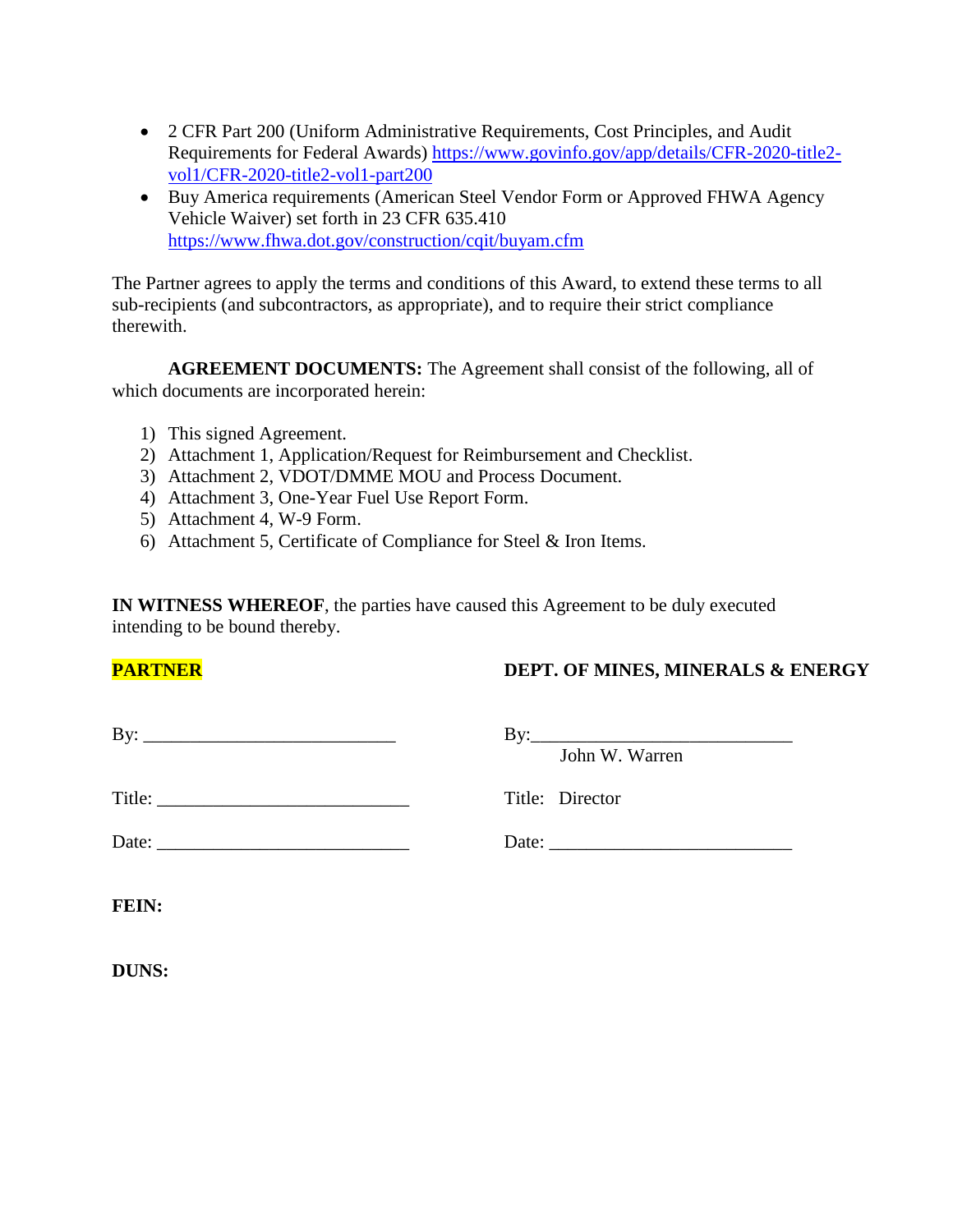- 2 CFR Part 200 (Uniform Administrative Requirements, Cost Principles, and Audit Requirements for Federal Awards) https://www.govinfo.gov/app/details/CFR-2020-title2-vol1/CFR-2020-title2-vol1-part200
- Buy America requirements (American Steel Vendor Form or Approved FHWA Agency Vehicle Waiver) set forth in 23 CFR 635.410 https://www.fhwa.dot.gov/construction/cqit/buyam.cfm

The Partner agrees to apply the terms and conditions of this Award, to extend these terms to all sub-recipients (and subcontractors, as appropriate), and to require their strict compliance therewith.

**AGREEMENT DOCUMENTS:** The Agreement shall consist of the following, all of which documents are incorporated herein:

1) This signed Agreement.
2) Attachment 1, Application/Request for Reimbursement and Checklist.
3) Attachment 2, VDOT/DMME MOU and Process Document.
4) Attachment 3, One-Year Fuel Use Report Form.
5) Attachment 4, W-9 Form.
6) Attachment 5, Certificate of Compliance for Steel & Iron Items.

**IN WITNESS WHEREOF**, the parties have caused this Agreement to be duly executed intending to be bound thereby.

| **PARTNER** | **DEPT. OF MINES, MINERALS & ENERGY** |
|---|---|
| By: ___________________________ | By:___________________________<br>John W. Warren |
| Title: ___________________________ | Title: Director |
| Date: ___________________________ | Date: ___________________________ |

**FEIN:**

**DUNS:**